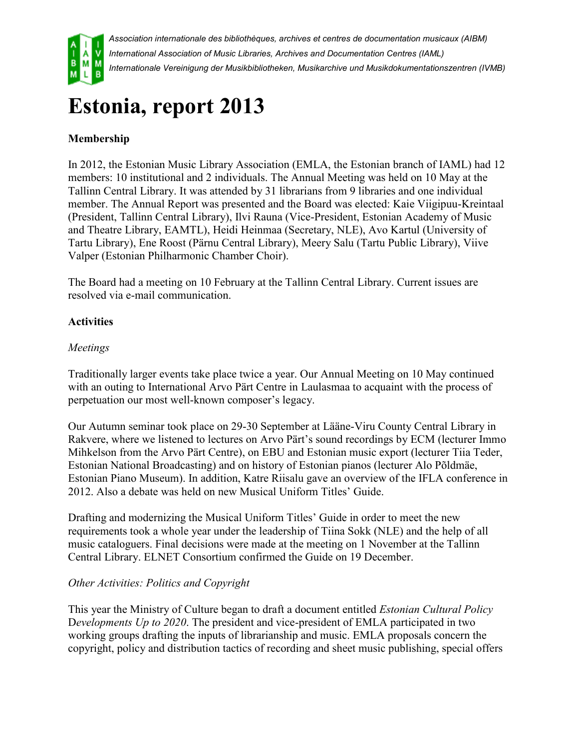*Association internationale des bibliothèques, archives et centres de documentation musicaux (AIBM)*
*International Association of Music Libraries, Archives and Documentation Centres (IAML)*
*Internationale Vereinigung der Musikbibliotheken, Musikarchive und Musikdokumentationszentren (IVMB)*

# Estonia, report 2013

**Membership**

In 2012, the Estonian Music Library Association (EMLA, the Estonian branch of IAML) had 12 members: 10 institutional and 2 individuals. The Annual Meeting was held on 10 May at the Tallinn Central Library. It was attended by 31 librarians from 9 libraries and one individual member. The Annual Report was presented and the Board was elected: Kaie Viigipuu-Kreintaal (President, Tallinn Central Library), Ilvi Rauna (Vice-President, Estonian Academy of Music and Theatre Library, EAMTL), Heidi Heinmaa (Secretary, NLE), Avo Kartul (University of Tartu Library), Ene Roost (Pärnu Central Library), Meery Salu (Tartu Public Library), Viive Valper (Estonian Philharmonic Chamber Choir).

The Board had a meeting on 10 February at the Tallinn Central Library. Current issues are resolved via e-mail communication.

**Activities**

*Meetings*

Traditionally larger events take place twice a year. Our Annual Meeting on 10 May continued with an outing to International Arvo Pärt Centre in Laulasmaa to acquaint with the process of perpetuation our most well-known composer's legacy.

Our Autumn seminar took place on 29-30 September at Lääne-Viru County Central Library in Rakvere, where we listened to lectures on Arvo Pärt's sound recordings by ECM (lecturer Immo Mihkelson from the Arvo Pärt Centre), on EBU and Estonian music export (lecturer Tiia Teder, Estonian National Broadcasting) and on history of Estonian pianos (lecturer Alo Põldmäe, Estonian Piano Museum). In addition, Katre Riisalu gave an overview of the IFLA conference in 2012. Also a debate was held on new Musical Uniform Titles' Guide.

Drafting and modernizing the Musical Uniform Titles' Guide in order to meet the new requirements took a whole year under the leadership of Tiina Sokk (NLE) and the help of all music cataloguers. Final decisions were made at the meeting on 1 November at the Tallinn Central Library. ELNET Consortium confirmed the Guide on 19 December.

*Other Activities: Politics and Copyright*

This year the Ministry of Culture began to draft a document entitled *Estonian Cultural Policy Developments Up to 2020*. The president and vice-president of EMLA participated in two working groups drafting the inputs of librarianship and music. EMLA proposals concern the copyright, policy and distribution tactics of recording and sheet music publishing, special offers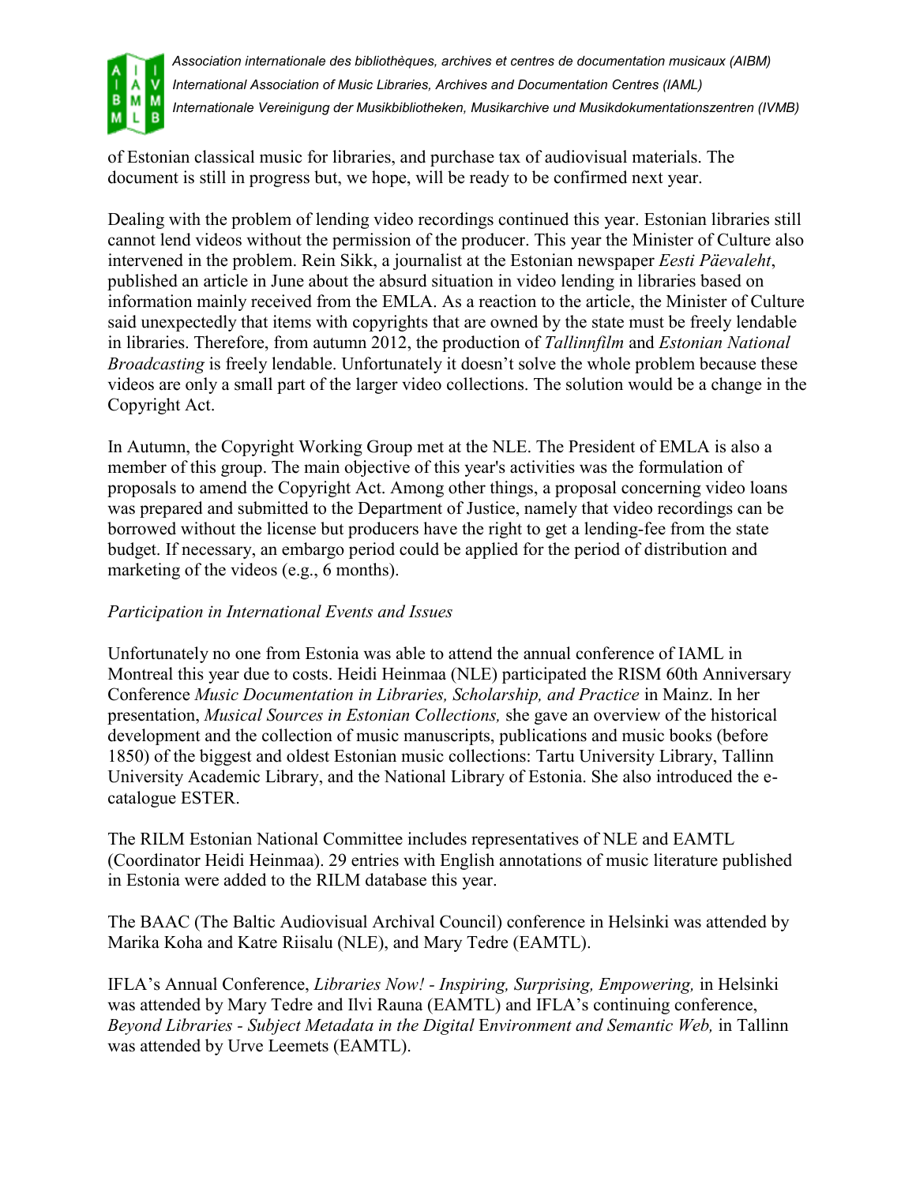of Estonian classical music for libraries, and purchase tax of audiovisual materials. The document is still in progress but, we hope, will be ready to be confirmed next year.

Dealing with the problem of lending video recordings continued this year. Estonian libraries still cannot lend videos without the permission of the producer. This year the Minister of Culture also intervened in the problem. Rein Sikk, a journalist at the Estonian newspaper *Eesti Päevaleht*, published an article in June about the absurd situation in video lending in libraries based on information mainly received from the EMLA. As a reaction to the article, the Minister of Culture said unexpectedly that items with copyrights that are owned by the state must be freely lendable in libraries. Therefore, from autumn 2012, the production of *Tallinnfilm* and *Estonian National Broadcasting* is freely lendable. Unfortunately it doesn't solve the whole problem because these videos are only a small part of the larger video collections. The solution would be a change in the Copyright Act.

In Autumn, the Copyright Working Group met at the NLE. The President of EMLA is also a member of this group. The main objective of this year's activities was the formulation of proposals to amend the Copyright Act. Among other things, a proposal concerning video loans was prepared and submitted to the Department of Justice, namely that video recordings can be borrowed without the license but producers have the right to get a lending-fee from the state budget. If necessary, an embargo period could be applied for the period of distribution and marketing of the videos (e.g., 6 months).

*Participation in International Events and Issues*

Unfortunately no one from Estonia was able to attend the annual conference of IAML in Montreal this year due to costs. Heidi Heinmaa (NLE) participated the RISM 60th Anniversary Conference *Music Documentation in Libraries, Scholarship, and Practice* in Mainz. In her presentation, *Musical Sources in Estonian Collections,* she gave an overview of the historical development and the collection of music manuscripts, publications and music books (before 1850) of the biggest and oldest Estonian music collections: Tartu University Library, Tallinn University Academic Library, and the National Library of Estonia. She also introduced the e-catalogue ESTER.

The RILM Estonian National Committee includes representatives of NLE and EAMTL (Coordinator Heidi Heinmaa). 29 entries with English annotations of music literature published in Estonia were added to the RILM database this year.

The BAAC (The Baltic Audiovisual Archival Council) conference in Helsinki was attended by Marika Koha and Katre Riisalu (NLE), and Mary Tedre (EAMTL).

IFLA's Annual Conference, *Libraries Now! - Inspiring, Surprising, Empowering,* in Helsinki was attended by Mary Tedre and Ilvi Rauna (EAMTL) and IFLA's continuing conference, *Beyond Libraries - Subject Metadata in the Digital* Environment *and Semantic Web,* in Tallinn was attended by Urve Leemets (EAMTL).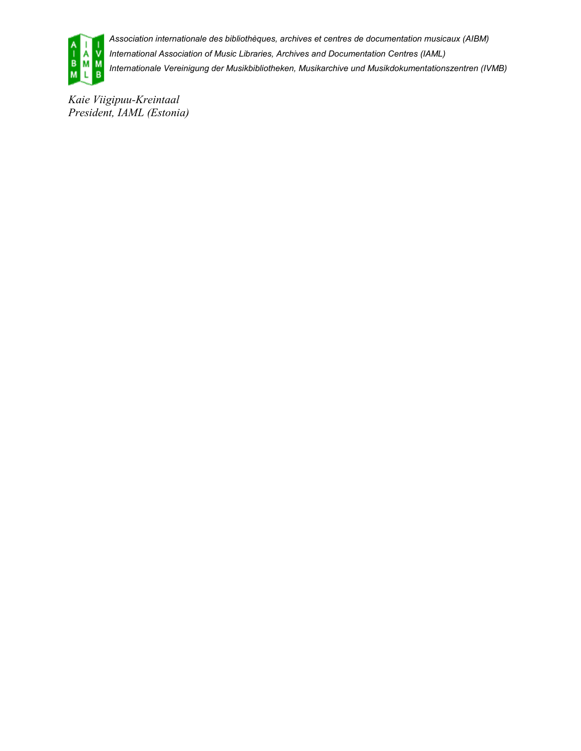*Association internationale des bibliothèques, archives et centres de documentation musicaux (AIBM)*
*International Association of Music Libraries, Archives and Documentation Centres (IAML)*
*Internationale Vereinigung der Musikbibliotheken, Musikarchive und Musikdokumentationszentren (IVMB)*

*Kaie Viigipuu-Kreintaal*
*President, IAML (Estonia)*